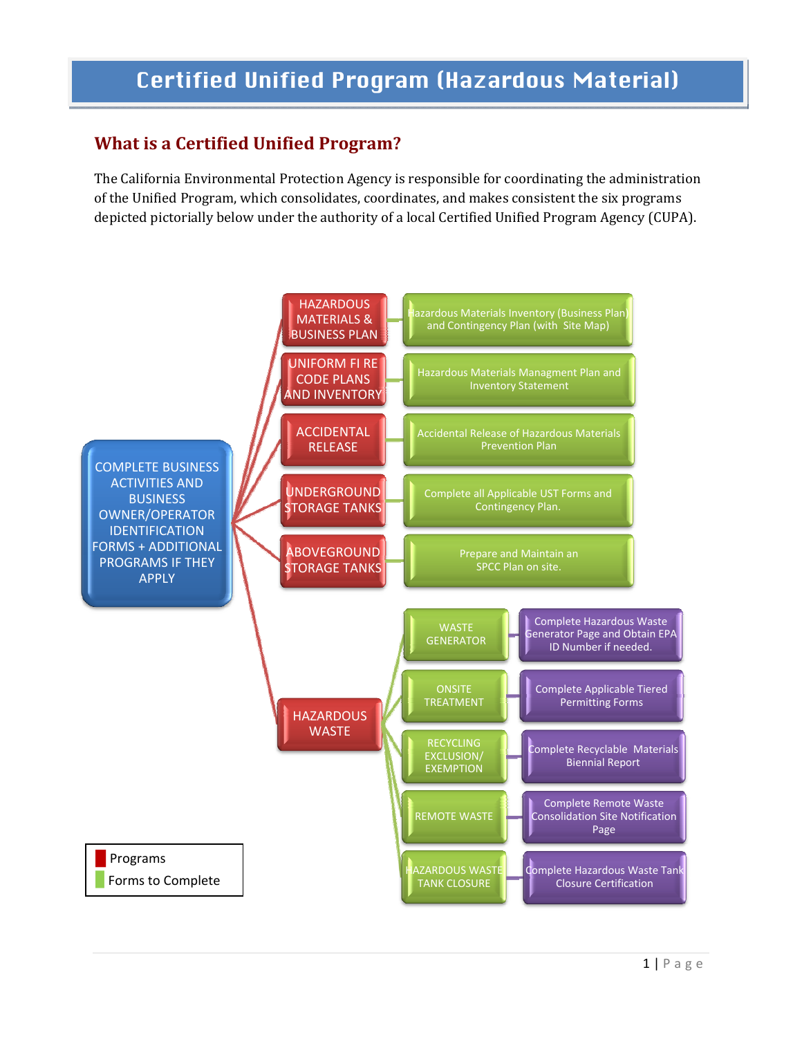# Certified Unified Program (Hazardous Material)

## What is a Certified Unified Program?

The California Environmental Protection Agency is responsible for coordinating the administration of the Unified Program, which consolidates, coordinates, and makes consistent the six programs depicted pictorially below under the authority of a local Certified Unified Program Agency (CUPA).

COMPLETE BUSINESS ACTIVITIES AND BUSINESS OWNER/OPERATOR IDENTIFICATION FORMS + ADDITIONAL PROGRAMS IF THEY APPLY

| Programs | Forms to Complete |
|---|---|
| HAZARDOUS MATERIALS & BUSINESS PLAN | Hazardous Materials Inventory (Business Plan) and Contingency Plan (with Site Map) |
| UNIFORM FI RE CODE PLANS AND INVENTORY | Hazardous Materials Managment Plan and Inventory Statement |
| ACCIDENTAL RELEASE | Accidental Release of Hazardous Materials Prevention Plan |
| UNDERGROUND STORAGE TANKS | Complete all Applicable UST Forms and Contingency Plan. |
| ABOVEGROUND STORAGE TANKS | Prepare and Maintain an SPCC Plan on site. |

HAZARDOUS WASTE

| Forms to Complete | |
|---|---|
| WASTE GENERATOR | Complete Hazardous Waste Generator Page and Obtain EPA ID Number if needed. |
| ONSITE TREATMENT | Complete Applicable Tiered Permitting Forms |
| RECYCLING EXCLUSION/ EXEMPTION | Complete Recyclable Materials Biennial Report |
| REMOTE WASTE | Complete Remote Waste Consolidation Site Notification Page |
| HAZARDOUS WASTE TANK CLOSURE | Complete Hazardous Waste Tank Closure Certification |

- Programs
- Forms to Complete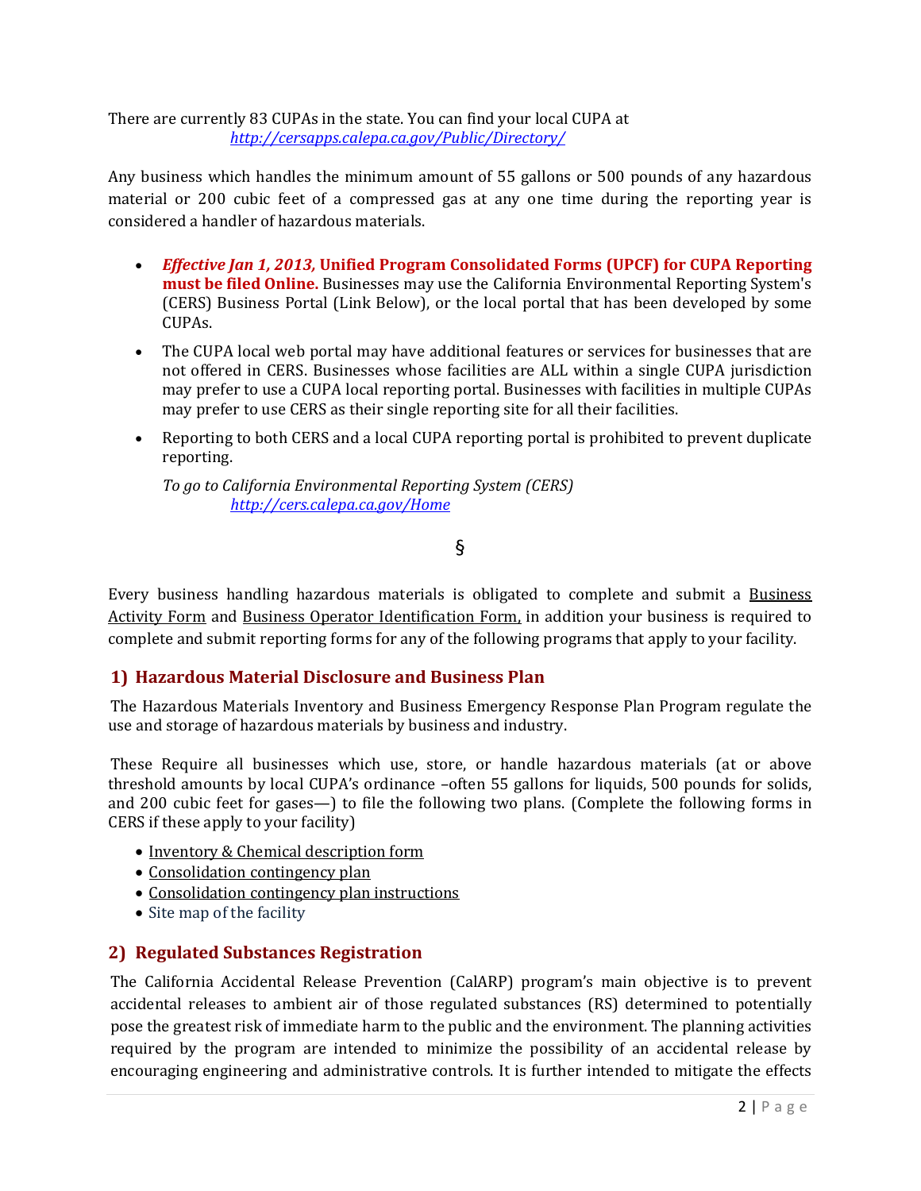There are currently 83 CUPAs in the state. You can find your local CUPA at http://cersapps.calepa.ca.gov/Public/Directory/

Any business which handles the minimum amount of 55 gallons or 500 pounds of any hazardous material or 200 cubic feet of a compressed gas at any one time during the reporting year is considered a handler of hazardous materials.

- ***Effective Jan 1, 2013,* Unified Program Consolidated Forms (UPCF) for CUPA Reporting must be filed Online.** Businesses may use the California Environmental Reporting System's (CERS) Business Portal (Link Below), or the local portal that has been developed by some CUPAs.
- The CUPA local web portal may have additional features or services for businesses that are not offered in CERS. Businesses whose facilities are ALL within a single CUPA jurisdiction may prefer to use a CUPA local reporting portal. Businesses with facilities in multiple CUPAs may prefer to use CERS as their single reporting site for all their facilities.
- Reporting to both CERS and a local CUPA reporting portal is prohibited to prevent duplicate reporting.

  *To go to California Environmental Reporting System (CERS)*
  http://cers.calepa.ca.gov/Home

§

Every business handling hazardous materials is obligated to complete and submit a Business Activity Form and Business Operator Identification Form, in addition your business is required to complete and submit reporting forms for any of the following programs that apply to your facility.

## 1) Hazardous Material Disclosure and Business Plan

The Hazardous Materials Inventory and Business Emergency Response Plan Program regulate the use and storage of hazardous materials by business and industry.

These Require all businesses which use, store, or handle hazardous materials (at or above threshold amounts by local CUPA's ordinance –often 55 gallons for liquids, 500 pounds for solids, and 200 cubic feet for gases—) to file the following two plans. (Complete the following forms in CERS if these apply to your facility)

- Inventory & Chemical description form
- Consolidation contingency plan
- Consolidation contingency plan instructions
- Site map of the facility

## 2) Regulated Substances Registration

The California Accidental Release Prevention (CalARP) program's main objective is to prevent accidental releases to ambient air of those regulated substances (RS) determined to potentially pose the greatest risk of immediate harm to the public and the environment. The planning activities required by the program are intended to minimize the possibility of an accidental release by encouraging engineering and administrative controls. It is further intended to mitigate the effects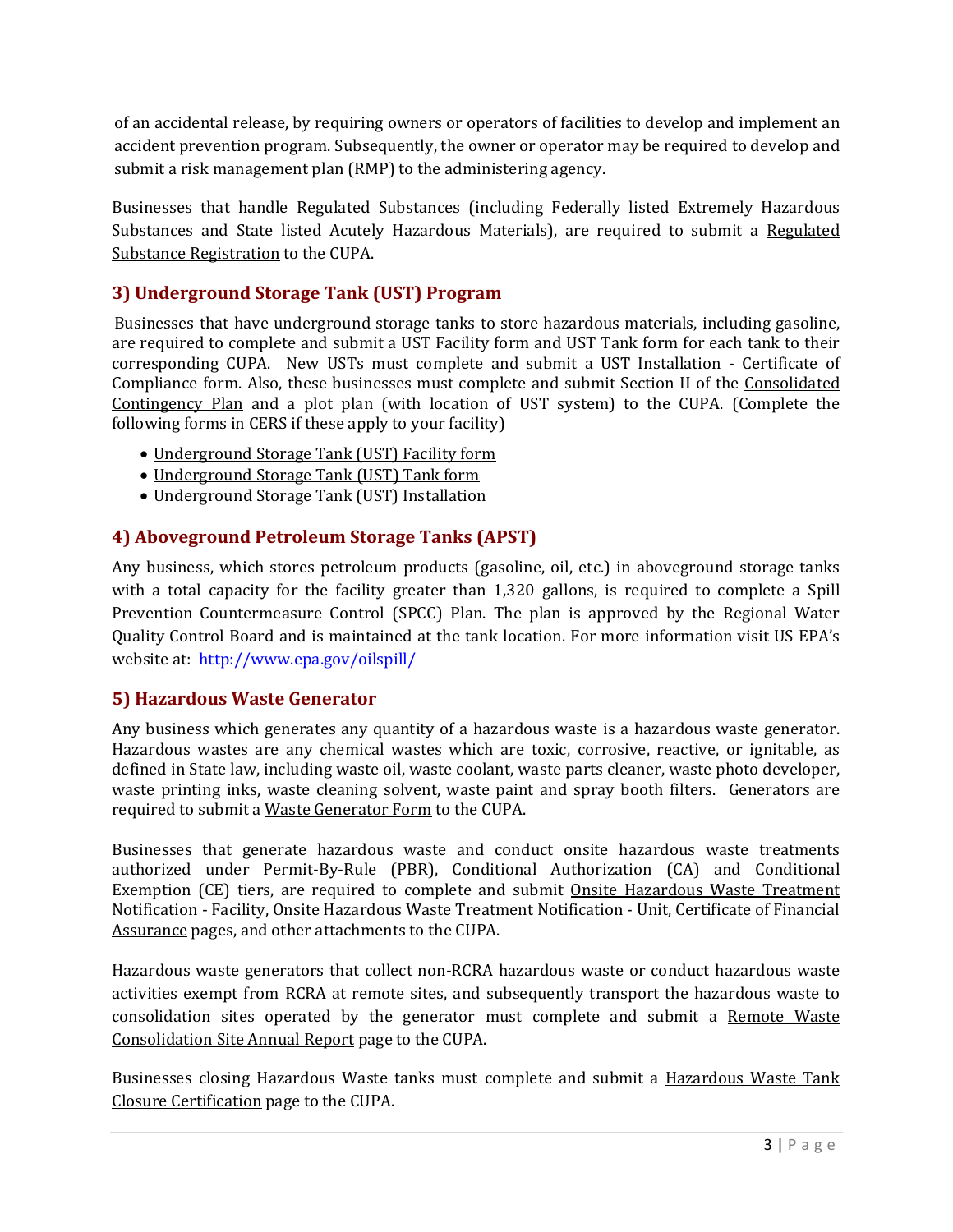of an accidental release, by requiring owners or operators of facilities to develop and implement an accident prevention program. Subsequently, the owner or operator may be required to develop and submit a risk management plan (RMP) to the administering agency.

Businesses that handle Regulated Substances (including Federally listed Extremely Hazardous Substances and State listed Acutely Hazardous Materials), are required to submit a Regulated Substance Registration to the CUPA.

### 3) Underground Storage Tank (UST) Program

Businesses that have underground storage tanks to store hazardous materials, including gasoline, are required to complete and submit a UST Facility form and UST Tank form for each tank to their corresponding CUPA. New USTs must complete and submit a UST Installation - Certificate of Compliance form. Also, these businesses must complete and submit Section II of the Consolidated Contingency Plan and a plot plan (with location of UST system) to the CUPA. (Complete the following forms in CERS if these apply to your facility)

- Underground Storage Tank (UST) Facility form
- Underground Storage Tank (UST) Tank form
- Underground Storage Tank (UST) Installation

### 4) Aboveground Petroleum Storage Tanks (APST)

Any business, which stores petroleum products (gasoline, oil, etc.) in aboveground storage tanks with a total capacity for the facility greater than 1,320 gallons, is required to complete a Spill Prevention Countermeasure Control (SPCC) Plan. The plan is approved by the Regional Water Quality Control Board and is maintained at the tank location. For more information visit US EPA's website at: http://www.epa.gov/oilspill/

### 5) Hazardous Waste Generator

Any business which generates any quantity of a hazardous waste is a hazardous waste generator. Hazardous wastes are any chemical wastes which are toxic, corrosive, reactive, or ignitable, as defined in State law, including waste oil, waste coolant, waste parts cleaner, waste photo developer, waste printing inks, waste cleaning solvent, waste paint and spray booth filters. Generators are required to submit a Waste Generator Form to the CUPA.

Businesses that generate hazardous waste and conduct onsite hazardous waste treatments authorized under Permit-By-Rule (PBR), Conditional Authorization (CA) and Conditional Exemption (CE) tiers, are required to complete and submit Onsite Hazardous Waste Treatment Notification - Facility, Onsite Hazardous Waste Treatment Notification - Unit, Certificate of Financial Assurance pages, and other attachments to the CUPA.

Hazardous waste generators that collect non-RCRA hazardous waste or conduct hazardous waste activities exempt from RCRA at remote sites, and subsequently transport the hazardous waste to consolidation sites operated by the generator must complete and submit a Remote Waste Consolidation Site Annual Report page to the CUPA.

Businesses closing Hazardous Waste tanks must complete and submit a Hazardous Waste Tank Closure Certification page to the CUPA.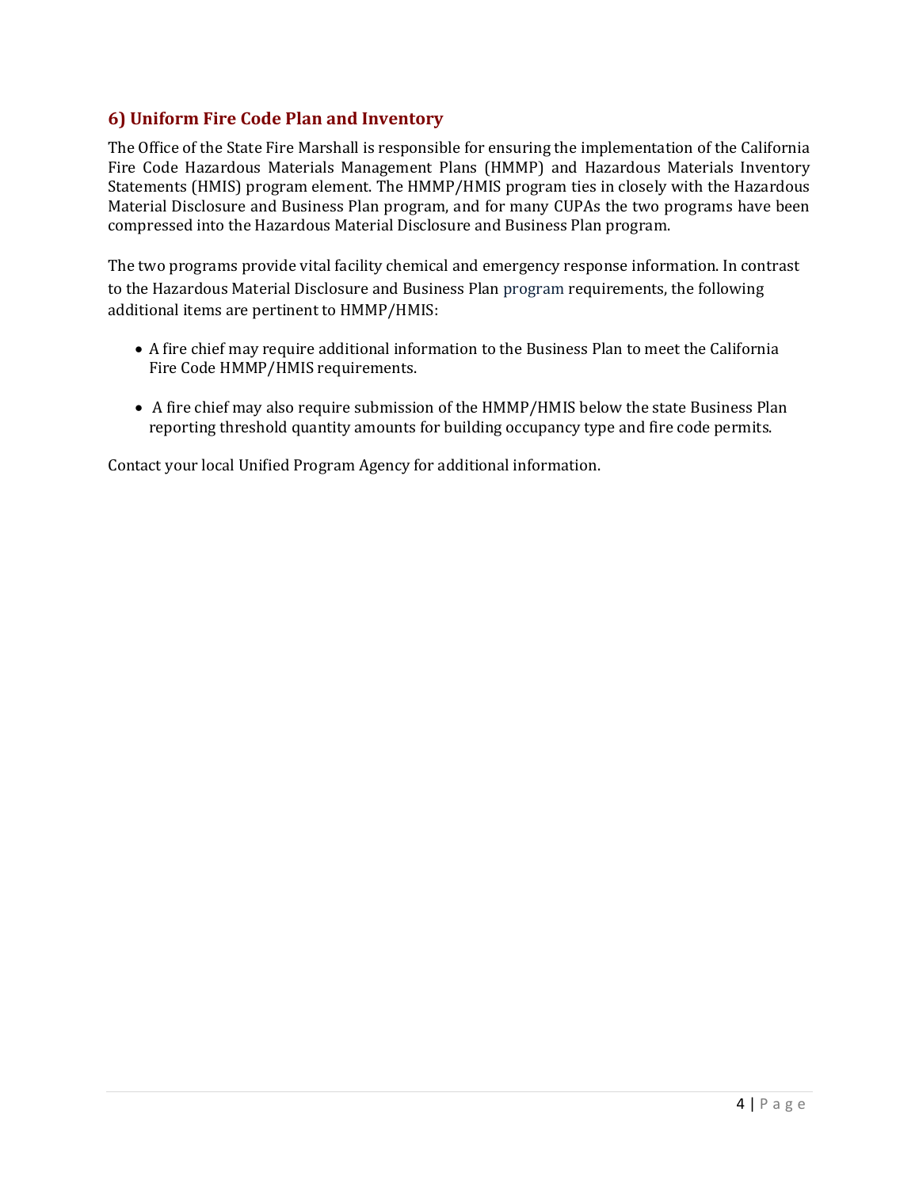## 6) Uniform Fire Code Plan and Inventory

The Office of the State Fire Marshall is responsible for ensuring the implementation of the California Fire Code Hazardous Materials Management Plans (HMMP) and Hazardous Materials Inventory Statements (HMIS) program element. The HMMP/HMIS program ties in closely with the Hazardous Material Disclosure and Business Plan program, and for many CUPAs the two programs have been compressed into the Hazardous Material Disclosure and Business Plan program.

The two programs provide vital facility chemical and emergency response information. In contrast to the Hazardous Material Disclosure and Business Plan program requirements, the following additional items are pertinent to HMMP/HMIS:

- A fire chief may require additional information to the Business Plan to meet the California Fire Code HMMP/HMIS requirements.

- A fire chief may also require submission of the HMMP/HMIS below the state Business Plan reporting threshold quantity amounts for building occupancy type and fire code permits.

Contact your local Unified Program Agency for additional information.